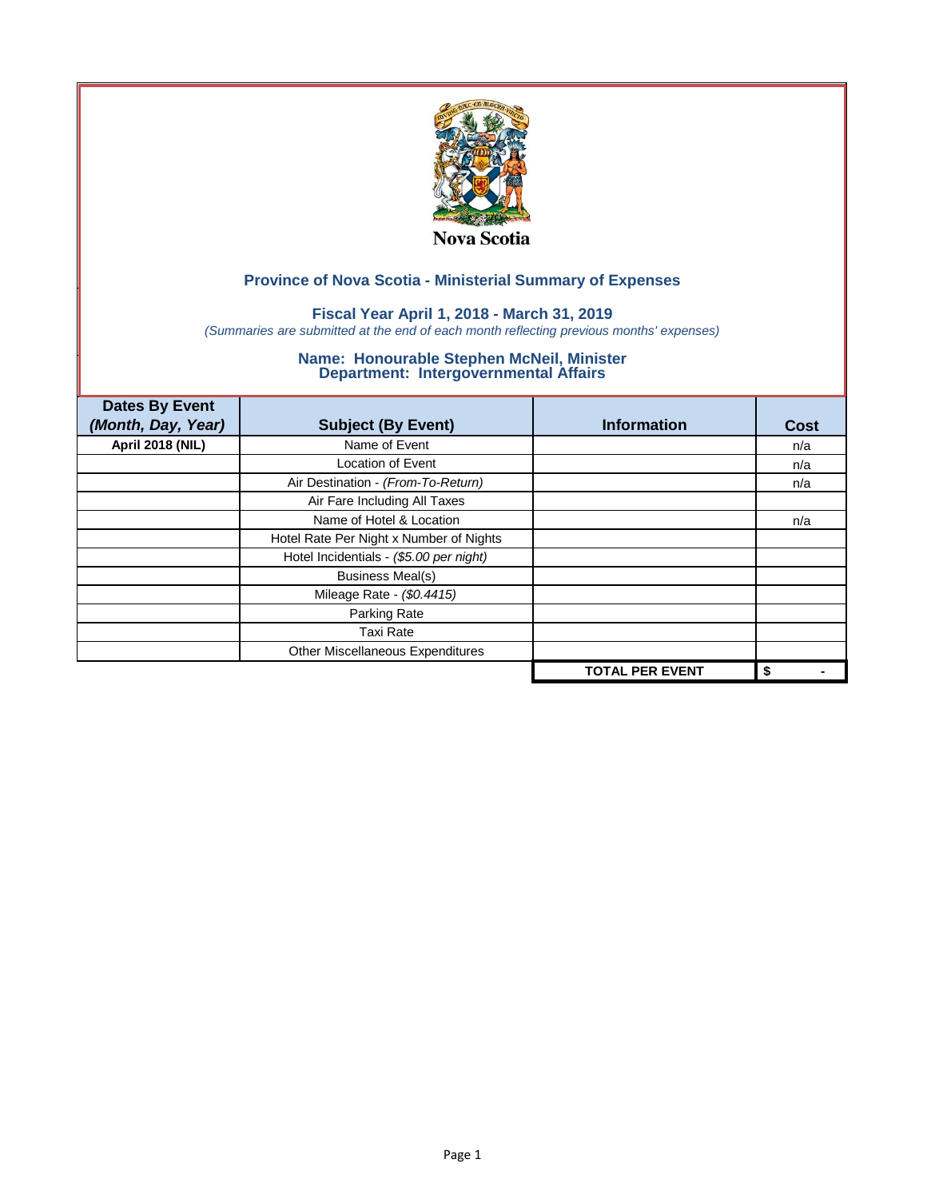Nova Scotia

## Province of Nova Scotia - Ministerial Summary of Expenses

### Fiscal Year April 1, 2018 - March 31, 2019

*(Summaries are submitted at the end of each month reflecting previous months' expenses)*

### Name: Honourable Stephen McNeil, Minister
### Department: Intergovernmental Affairs

| Dates By Event *(Month, Day, Year)* | Subject (By Event) | Information | Cost |
|---|---|---|---|
| **April 2018 (NIL)** | Name of Event | | n/a |
| | Location of Event | | n/a |
| | Air Destination - *(From-To-Return)* | | n/a |
| | Air Fare Including All Taxes | | |
| | Name of Hotel & Location | | n/a |
| | Hotel Rate Per Night x Number of Nights | | |
| | Hotel Incidentials - *($5.00 per night)* | | |
| | Business Meal(s) | | |
| | Mileage Rate - *($0.4415)* | | |
| | Parking Rate | | |
| | Taxi Rate | | |
| | Other Miscellaneous Expenditures | | |
| | | **TOTAL PER EVENT** | **$ -** |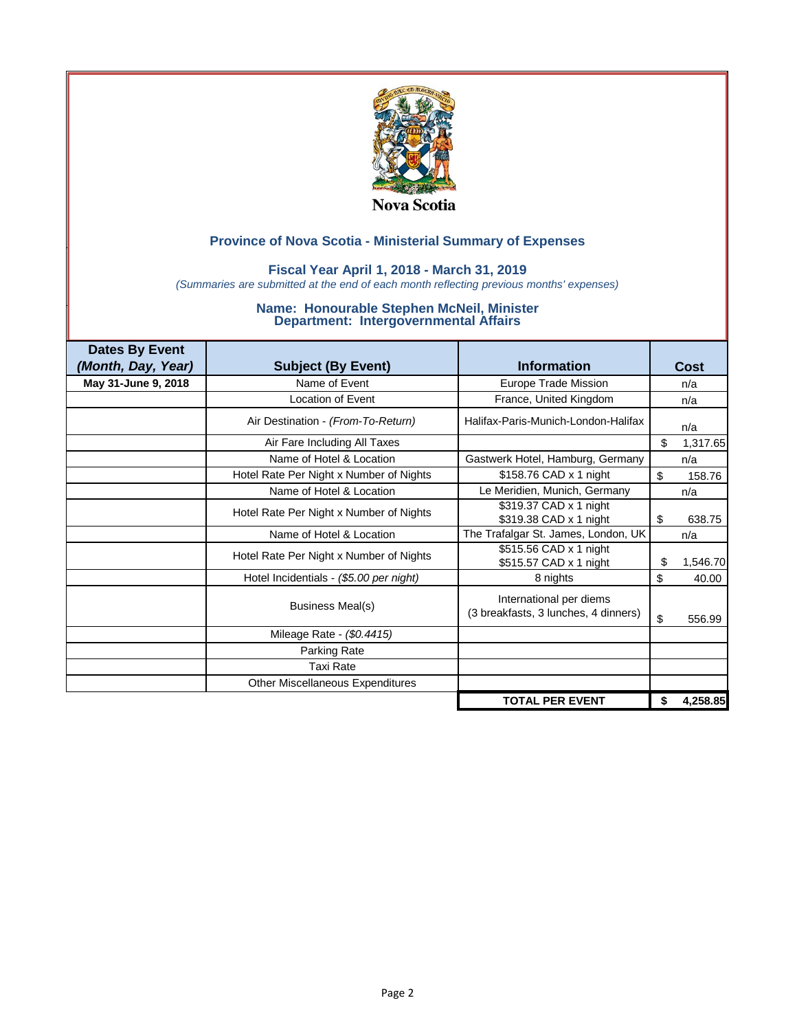Nova Scotia

## Province of Nova Scotia - Ministerial Summary of Expenses

### Fiscal Year April 1, 2018 - March 31, 2019

*(Summaries are submitted at the end of each month reflecting previous months' expenses)*

### Name: Honourable Stephen McNeil, Minister
### Department: Intergovernmental Affairs

| Dates By Event *(Month, Day, Year)* | Subject (By Event) | Information | Cost |
|---|---|---|---|
| **May 31-June 9, 2018** | Name of Event | Europe Trade Mission | n/a |
| | Location of Event | France, United Kingdom | n/a |
| | Air Destination - *(From-To-Return)* | Halifax-Paris-Munich-London-Halifax | n/a |
| | Air Fare Including All Taxes | | $ 1,317.65 |
| | Name of Hotel & Location | Gastwerk Hotel, Hamburg, Germany | n/a |
| | Hotel Rate Per Night x Number of Nights | $158.76 CAD x 1 night | $ 158.76 |
| | Name of Hotel & Location | Le Meridien, Munich, Germany | n/a |
| | Hotel Rate Per Night x Number of Nights | $319.37 CAD x 1 night<br>$319.38 CAD x 1 night | $ 638.75 |
| | Name of Hotel & Location | The Trafalgar St. James, London, UK | n/a |
| | Hotel Rate Per Night x Number of Nights | $515.56 CAD x 1 night<br>$515.57 CAD x 1 night | $ 1,546.70 |
| | Hotel Incidentials - *($5.00 per night)* | 8 nights | $ 40.00 |
| | Business Meal(s) | International per diems<br>(3 breakfasts, 3 lunches, 4 dinners) | $ 556.99 |
| | Mileage Rate - *($0.4415)* | | |
| | Parking Rate | | |
| | Taxi Rate | | |
| | Other Miscellaneous Expenditures | | |
| | | **TOTAL PER EVENT** | **$ 4,258.85** |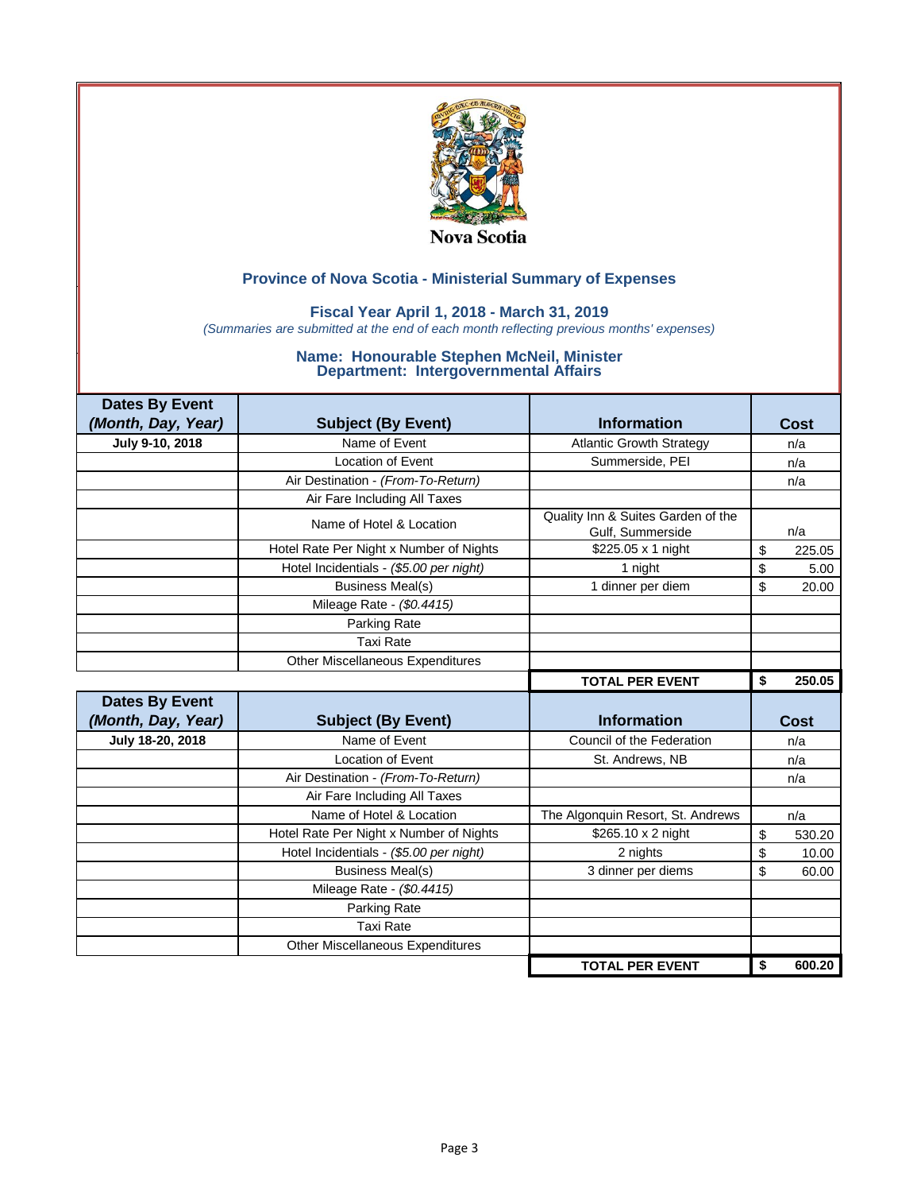Nova Scotia

## Province of Nova Scotia - Ministerial Summary of Expenses

### Fiscal Year April 1, 2018 - March 31, 2019

*(Summaries are submitted at the end of each month reflecting previous months' expenses)*

### Name: Honourable Stephen McNeil, Minister
### Department: Intergovernmental Affairs

| Dates By Event *(Month, Day, Year)* | Subject (By Event) | Information | Cost |
|---|---|---|---|
| July 9-10, 2018 | Name of Event | Atlantic Growth Strategy | n/a |
| | Location of Event | Summerside, PEI | n/a |
| | Air Destination - *(From-To-Return)* | | n/a |
| | Air Fare Including All Taxes | | |
| | Name of Hotel & Location | Quality Inn & Suites Garden of the Gulf, Summerside | n/a |
| | Hotel Rate Per Night x Number of Nights | $225.05 x 1 night | $ 225.05 |
| | Hotel Incidentials - *($5.00 per night)* | 1 night | $ 5.00 |
| | Business Meal(s) | 1 dinner per diem | $ 20.00 |
| | Mileage Rate - *($0.4415)* | | |
| | Parking Rate | | |
| | Taxi Rate | | |
| | Other Miscellaneous Expenditures | | |
| | | **TOTAL PER EVENT** | **$ 250.05** |

| Dates By Event *(Month, Day, Year)* | Subject (By Event) | Information | Cost |
|---|---|---|---|
| July 18-20, 2018 | Name of Event | Council of the Federation | n/a |
| | Location of Event | St. Andrews, NB | n/a |
| | Air Destination - *(From-To-Return)* | | n/a |
| | Air Fare Including All Taxes | | |
| | Name of Hotel & Location | The Algonquin Resort, St. Andrews | n/a |
| | Hotel Rate Per Night x Number of Nights | $265.10 x 2 night | $ 530.20 |
| | Hotel Incidentials - *($5.00 per night)* | 2 nights | $ 10.00 |
| | Business Meal(s) | 3 dinner per diems | $ 60.00 |
| | Mileage Rate - *($0.4415)* | | |
| | Parking Rate | | |
| | Taxi Rate | | |
| | Other Miscellaneous Expenditures | | |
| | | **TOTAL PER EVENT** | **$ 600.20** |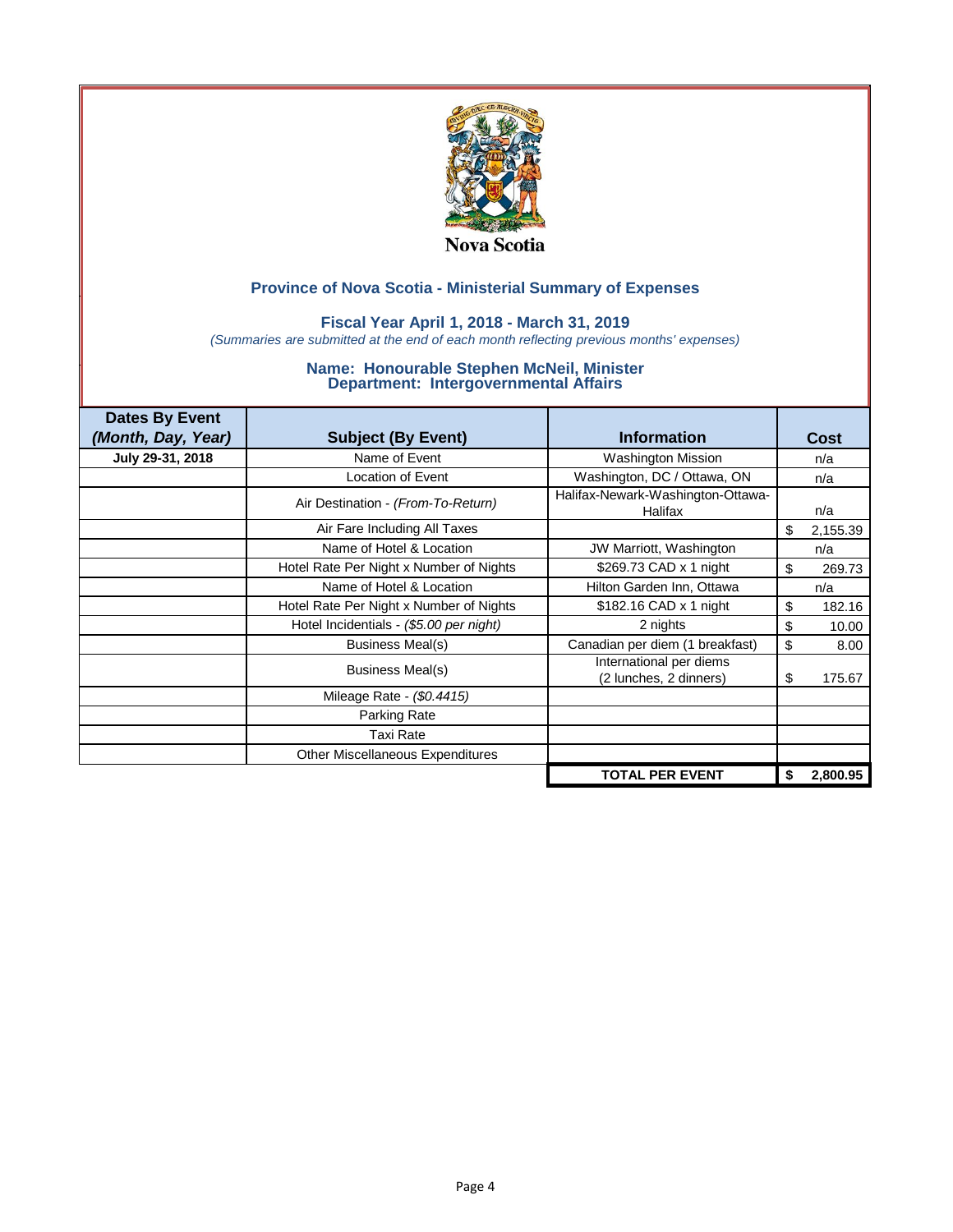Nova Scotia

## Province of Nova Scotia - Ministerial Summary of Expenses

### Fiscal Year April 1, 2018 - March 31, 2019

*(Summaries are submitted at the end of each month reflecting previous months' expenses)*

### Name: Honourable Stephen McNeil, Minister
### Department: Intergovernmental Affairs

| Dates By Event *(Month, Day, Year)* | Subject (By Event) | Information | Cost |
|---|---|---|---|
| July 29-31, 2018 | Name of Event | Washington Mission | n/a |
| | Location of Event | Washington, DC / Ottawa, ON | n/a |
| | Air Destination - *(From-To-Return)* | Halifax-Newark-Washington-Ottawa-Halifax | n/a |
| | Air Fare Including All Taxes | | $ 2,155.39 |
| | Name of Hotel & Location | JW Marriott, Washington | n/a |
| | Hotel Rate Per Night x Number of Nights | $269.73 CAD x 1 night | $ 269.73 |
| | Name of Hotel & Location | Hilton Garden Inn, Ottawa | n/a |
| | Hotel Rate Per Night x Number of Nights | $182.16 CAD x 1 night | $ 182.16 |
| | Hotel Incidentials - *($5.00 per night)* | 2 nights | $ 10.00 |
| | Business Meal(s) | Canadian per diem (1 breakfast) | $ 8.00 |
| | Business Meal(s) | International per diems (2 lunches, 2 dinners) | $ 175.67 |
| | Mileage Rate - *($0.4415)* | | |
| | Parking Rate | | |
| | Taxi Rate | | |
| | Other Miscellaneous Expenditures | | |
| | | **TOTAL PER EVENT** | **$ 2,800.95** |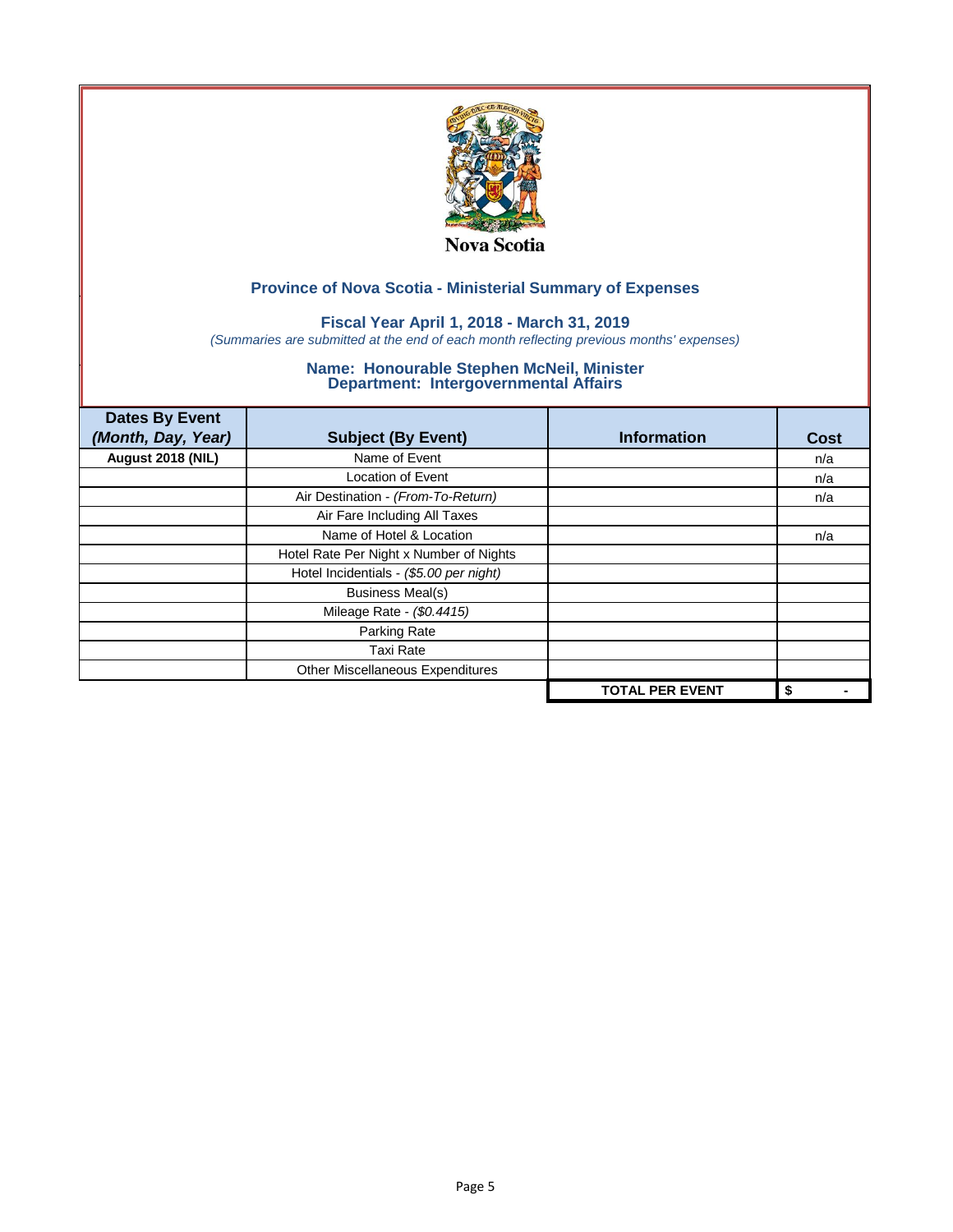Nova Scotia

## Province of Nova Scotia - Ministerial Summary of Expenses

### Fiscal Year April 1, 2018 - March 31, 2019

*(Summaries are submitted at the end of each month reflecting previous months' expenses)*

### Name: Honourable Stephen McNeil, Minister
### Department: Intergovernmental Affairs

| Dates By Event *(Month, Day, Year)* | Subject (By Event) | Information | Cost |
|---|---|---|---|
| **August 2018 (NIL)** | Name of Event | | n/a |
| | Location of Event | | n/a |
| | Air Destination - *(From-To-Return)* | | n/a |
| | Air Fare Including All Taxes | | |
| | Name of Hotel & Location | | n/a |
| | Hotel Rate Per Night x Number of Nights | | |
| | Hotel Incidentials - *($5.00 per night)* | | |
| | Business Meal(s) | | |
| | Mileage Rate - *($0.4415)* | | |
| | Parking Rate | | |
| | Taxi Rate | | |
| | Other Miscellaneous Expenditures | | |
| | | **TOTAL PER EVENT** | **$ -** |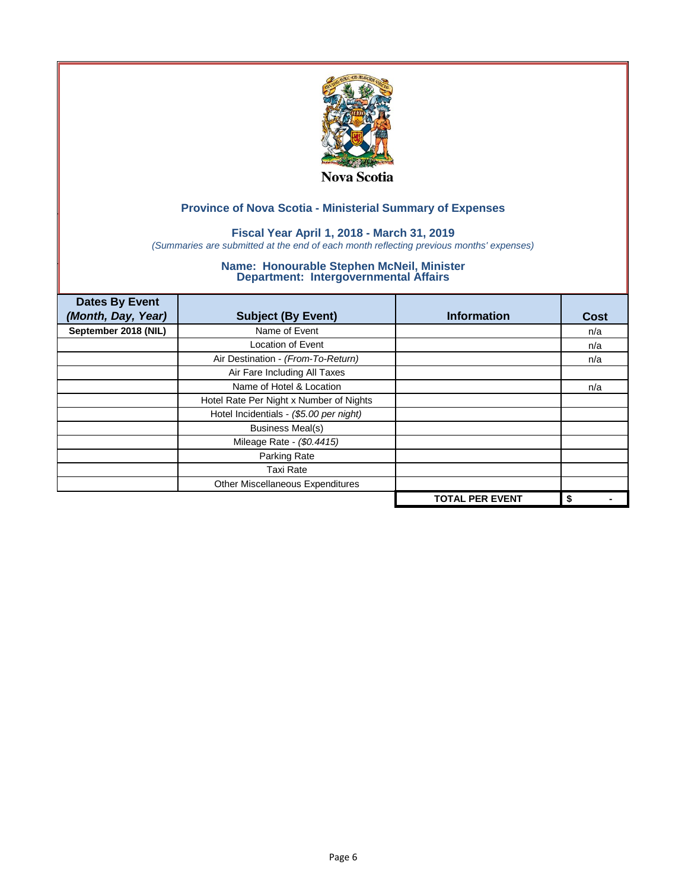Nova Scotia

## Province of Nova Scotia - Ministerial Summary of Expenses

### Fiscal Year April 1, 2018 - March 31, 2019

*(Summaries are submitted at the end of each month reflecting previous months' expenses)*

### Name: Honourable Stephen McNeil, Minister
### Department: Intergovernmental Affairs

| Dates By Event *(Month, Day, Year)* | Subject (By Event) | Information | Cost |
|---|---|---|---|
| September 2018 (NIL) | Name of Event | | n/a |
| | Location of Event | | n/a |
| | Air Destination - *(From-To-Return)* | | n/a |
| | Air Fare Including All Taxes | | |
| | Name of Hotel & Location | | n/a |
| | Hotel Rate Per Night x Number of Nights | | |
| | Hotel Incidentials - *($5.00 per night)* | | |
| | Business Meal(s) | | |
| | Mileage Rate - *($0.4415)* | | |
| | Parking Rate | | |
| | Taxi Rate | | |
| | Other Miscellaneous Expenditures | | |
| | | **TOTAL PER EVENT** | **$ -** |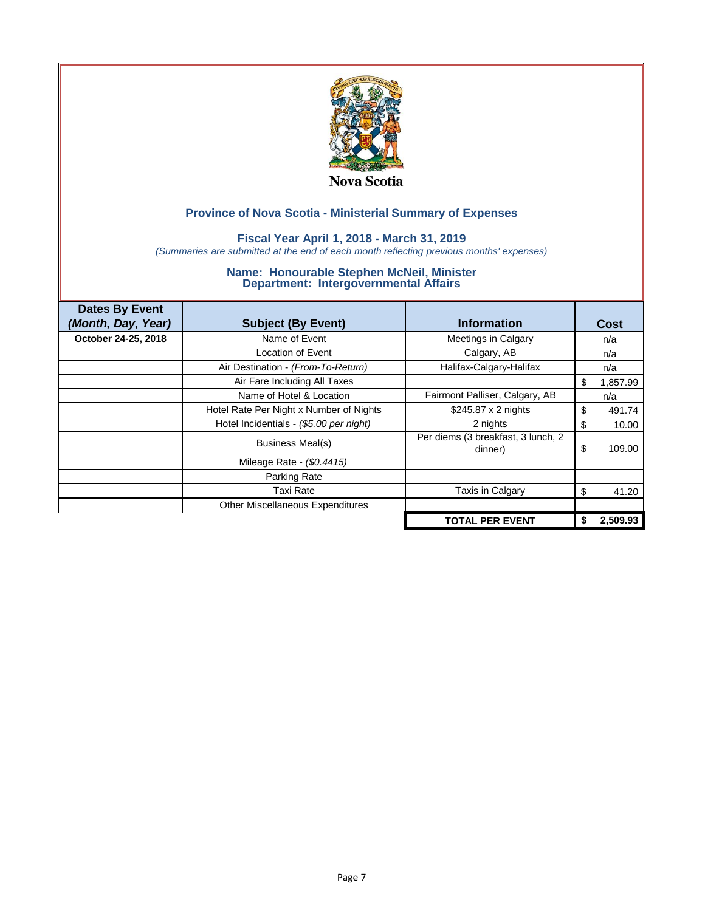Nova Scotia

## Province of Nova Scotia - Ministerial Summary of Expenses

### Fiscal Year April 1, 2018 - March 31, 2019

*(Summaries are submitted at the end of each month reflecting previous months' expenses)*

### Name: Honourable Stephen McNeil, Minister
### Department: Intergovernmental Affairs

| Dates By Event *(Month, Day, Year)* | Subject (By Event) | Information | Cost |
|---|---|---|---|
| **October 24-25, 2018** | Name of Event | Meetings in Calgary | n/a |
| | Location of Event | Calgary, AB | n/a |
| | Air Destination - *(From-To-Return)* | Halifax-Calgary-Halifax | n/a |
| | Air Fare Including All Taxes | | $ 1,857.99 |
| | Name of Hotel & Location | Fairmont Palliser, Calgary, AB | n/a |
| | Hotel Rate Per Night x Number of Nights | $245.87 x 2 nights | $ 491.74 |
| | Hotel Incidentials - *($5.00 per night)* | 2 nights | $ 10.00 |
| | Business Meal(s) | Per diems (3 breakfast, 3 lunch, 2 dinner) | $ 109.00 |
| | Mileage Rate - *($0.4415)* | | |
| | Parking Rate | | |
| | Taxi Rate | Taxis in Calgary | $ 41.20 |
| | Other Miscellaneous Expenditures | | |
| | | **TOTAL PER EVENT** | **$ 2,509.93** |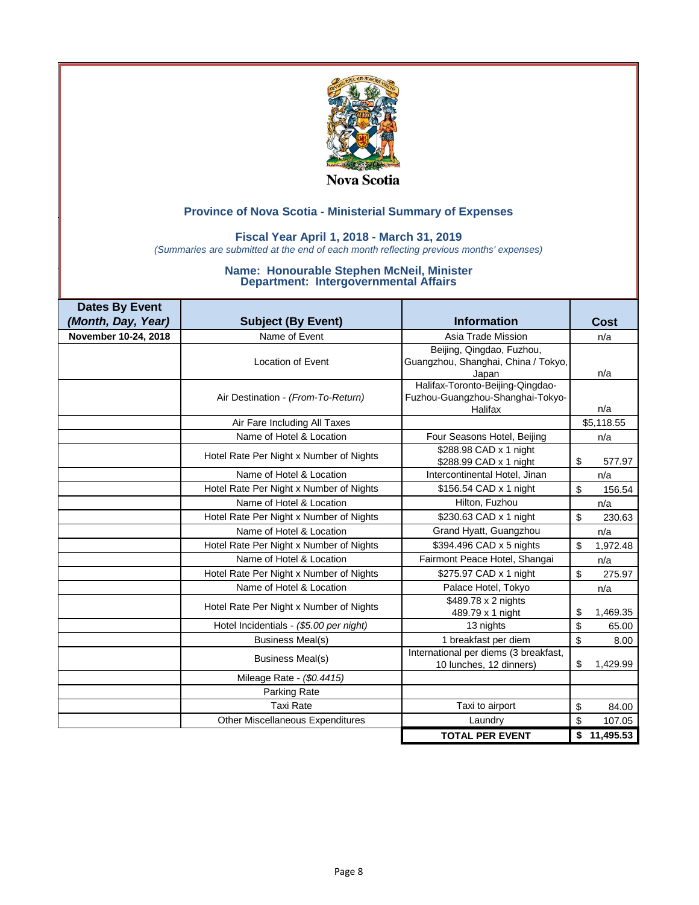Nova Scotia

## Province of Nova Scotia - Ministerial Summary of Expenses

### Fiscal Year April 1, 2018 - March 31, 2019

*(Summaries are submitted at the end of each month reflecting previous months' expenses)*

### Name: Honourable Stephen McNeil, Minister
### Department: Intergovernmental Affairs

| Dates By Event *(Month, Day, Year)* | Subject (By Event) | Information | Cost |
|---|---|---|---|
| **November 10-24, 2018** | Name of Event | Asia Trade Mission | n/a |
| | Location of Event | Beijing, Qingdao, Fuzhou, Guangzhou, Shanghai, China / Tokyo, Japan | n/a |
| | Air Destination - *(From-To-Return)* | Halifax-Toronto-Beijing-Qingdao-Fuzhou-Guangzhou-Shanghai-Tokyo-Halifax | n/a |
| | Air Fare Including All Taxes | | $5,118.55 |
| | Name of Hotel & Location | Four Seasons Hotel, Beijing | n/a |
| | Hotel Rate Per Night x Number of Nights | $288.98 CAD x 1 night<br>$288.99 CAD x 1 night | $ 577.97 |
| | Name of Hotel & Location | Intercontinental Hotel, Jinan | n/a |
| | Hotel Rate Per Night x Number of Nights | $156.54 CAD x 1 night | $ 156.54 |
| | Name of Hotel & Location | Hilton, Fuzhou | n/a |
| | Hotel Rate Per Night x Number of Nights | $230.63 CAD x 1 night | $ 230.63 |
| | Name of Hotel & Location | Grand Hyatt, Guangzhou | n/a |
| | Hotel Rate Per Night x Number of Nights | $394.496 CAD x 5 nights | $ 1,972.48 |
| | Name of Hotel & Location | Fairmont Peace Hotel, Shangai | n/a |
| | Hotel Rate Per Night x Number of Nights | $275.97 CAD x 1 night | $ 275.97 |
| | Name of Hotel & Location | Palace Hotel, Tokyo | n/a |
| | Hotel Rate Per Night x Number of Nights | $489.78 x 2 nights<br>489.79 x 1 night | $ 1,469.35 |
| | Hotel Incidentials - *($5.00 per night)* | 13 nights | $ 65.00 |
| | Business Meal(s) | 1 breakfast per diem | $ 8.00 |
| | Business Meal(s) | International per diems (3 breakfast, 10 lunches, 12 dinners) | $ 1,429.99 |
| | Mileage Rate - *($0.4415)* | | |
| | Parking Rate | | |
| | Taxi Rate | Taxi to airport | $ 84.00 |
| | Other Miscellaneous Expenditures | Laundry | $ 107.05 |
| | | **TOTAL PER EVENT** | **$ 11,495.53** |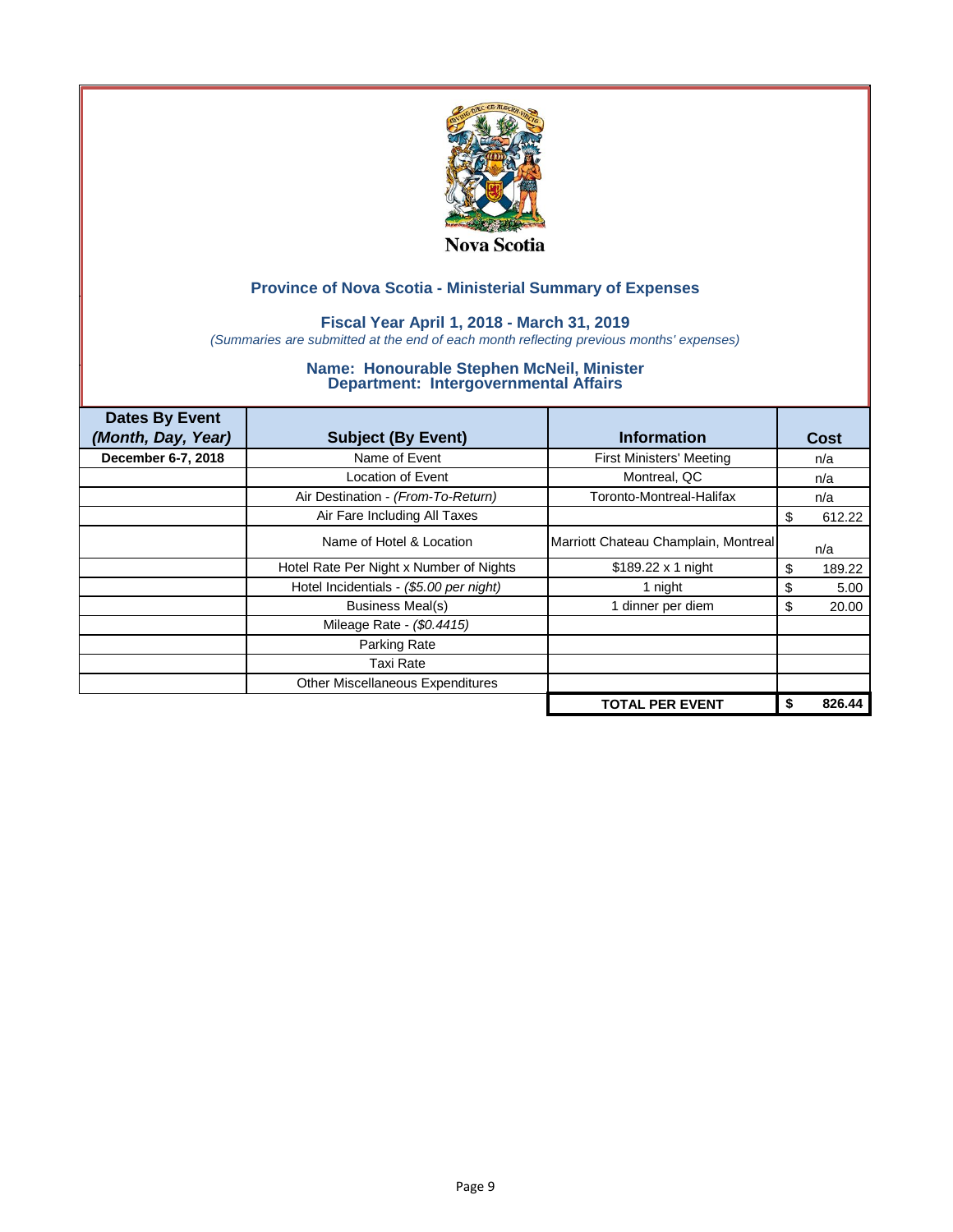Nova Scotia

## Province of Nova Scotia - Ministerial Summary of Expenses

### Fiscal Year April 1, 2018 - March 31, 2019

*(Summaries are submitted at the end of each month reflecting previous months' expenses)*

### Name: Honourable Stephen McNeil, Minister
### Department: Intergovernmental Affairs

| Dates By Event *(Month, Day, Year)* | Subject (By Event) | Information | Cost |
|---|---|---|---|
| **December 6-7, 2018** | Name of Event | First Ministers' Meeting | n/a |
| | Location of Event | Montreal, QC | n/a |
| | Air Destination - *(From-To-Return)* | Toronto-Montreal-Halifax | n/a |
| | Air Fare Including All Taxes | | $ 612.22 |
| | Name of Hotel & Location | Marriott Chateau Champlain, Montreal | n/a |
| | Hotel Rate Per Night x Number of Nights | $189.22 x 1 night | $ 189.22 |
| | Hotel Incidentials - *($5.00 per night)* | 1 night | $ 5.00 |
| | Business Meal(s) | 1 dinner per diem | $ 20.00 |
| | Mileage Rate - *($0.4415)* | | |
| | Parking Rate | | |
| | Taxi Rate | | |
| | Other Miscellaneous Expenditures | | |
| | | **TOTAL PER EVENT** | **$ 826.44** |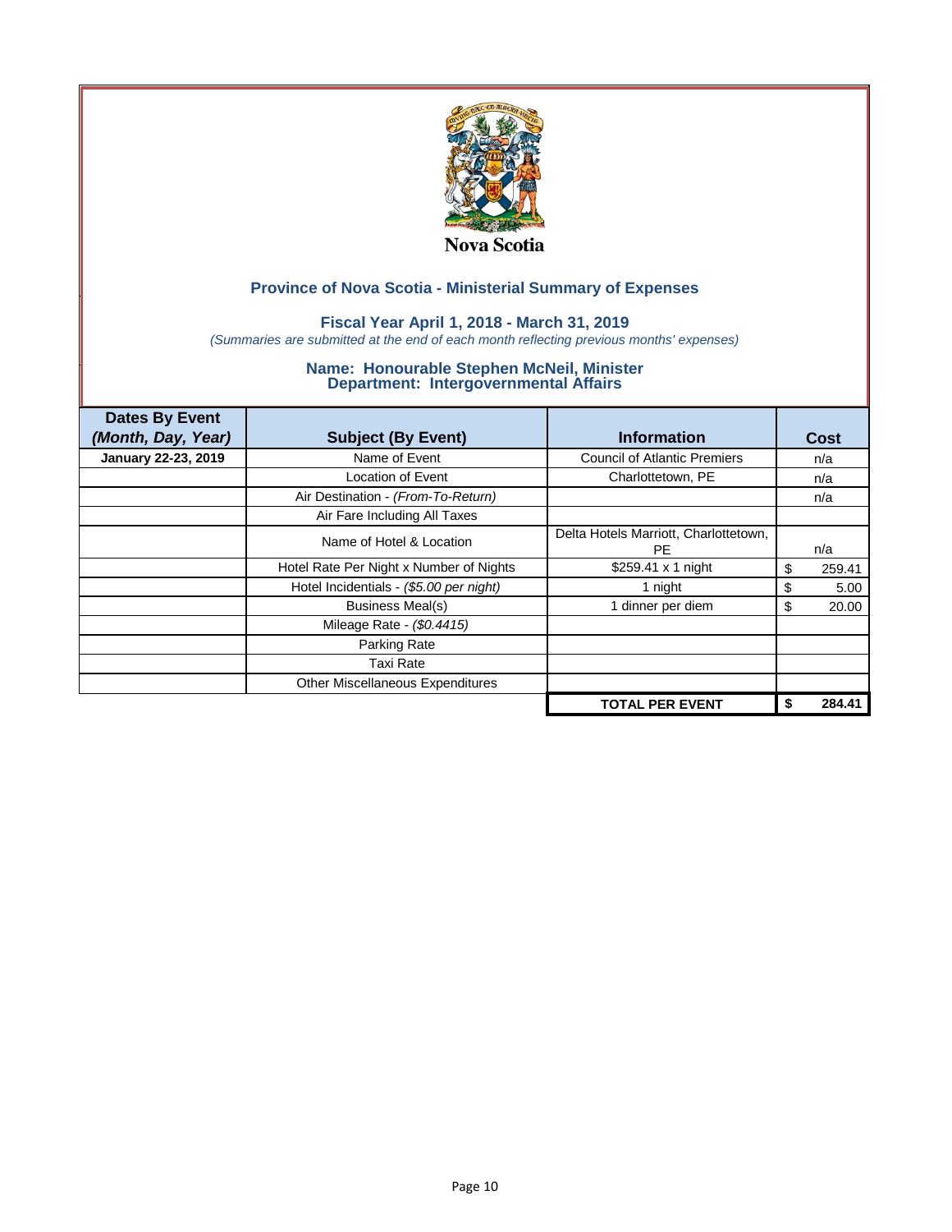Nova Scotia

## Province of Nova Scotia - Ministerial Summary of Expenses

### Fiscal Year April 1, 2018 - March 31, 2019

*(Summaries are submitted at the end of each month reflecting previous months' expenses)*

### Name: Honourable Stephen McNeil, Minister
### Department: Intergovernmental Affairs

| Dates By Event *(Month, Day, Year)* | Subject (By Event) | Information | Cost |
|---|---|---|---|
| **January 22-23, 2019** | Name of Event | Council of Atlantic Premiers | n/a |
| | Location of Event | Charlottetown, PE | n/a |
| | Air Destination - *(From-To-Return)* | | n/a |
| | Air Fare Including All Taxes | | |
| | Name of Hotel & Location | Delta Hotels Marriott, Charlottetown, PE | n/a |
| | Hotel Rate Per Night x Number of Nights | $259.41 x 1 night | $ 259.41 |
| | Hotel Incidentials - *($5.00 per night)* | 1 night | $ 5.00 |
| | Business Meal(s) | 1 dinner per diem | $ 20.00 |
| | Mileage Rate - *($0.4415)* | | |
| | Parking Rate | | |
| | Taxi Rate | | |
| | Other Miscellaneous Expenditures | | |
| | | **TOTAL PER EVENT** | **$ 284.41** |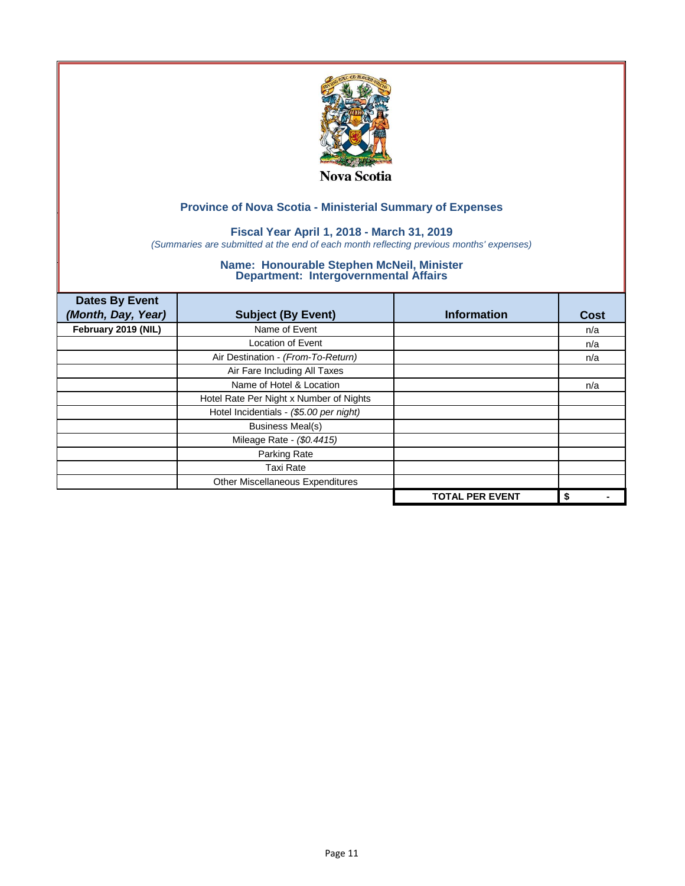Nova Scotia

## Province of Nova Scotia - Ministerial Summary of Expenses

### Fiscal Year April 1, 2018 - March 31, 2019

*(Summaries are submitted at the end of each month reflecting previous months' expenses)*

### Name: Honourable Stephen McNeil, Minister
### Department: Intergovernmental Affairs

| Dates By Event *(Month, Day, Year)* | Subject (By Event) | Information | Cost |
|---|---|---|---|
| **February 2019 (NIL)** | Name of Event | | n/a |
| | Location of Event | | n/a |
| | Air Destination - *(From-To-Return)* | | n/a |
| | Air Fare Including All Taxes | | |
| | Name of Hotel & Location | | n/a |
| | Hotel Rate Per Night x Number of Nights | | |
| | Hotel Incidentials - *($5.00 per night)* | | |
| | Business Meal(s) | | |
| | Mileage Rate - *($0.4415)* | | |
| | Parking Rate | | |
| | Taxi Rate | | |
| | Other Miscellaneous Expenditures | | |
| | | **TOTAL PER EVENT** | **$ -** |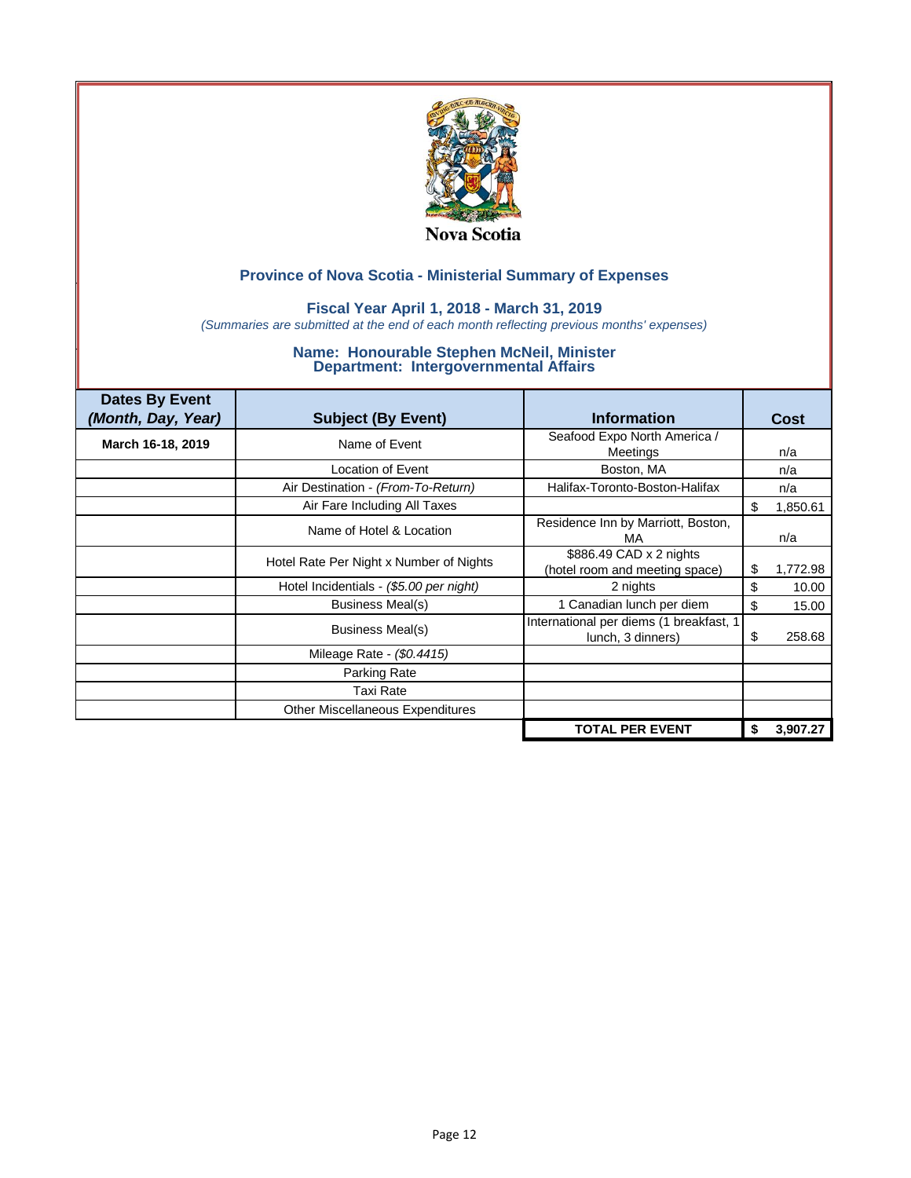Nova Scotia

## Province of Nova Scotia - Ministerial Summary of Expenses

### Fiscal Year April 1, 2018 - March 31, 2019

*(Summaries are submitted at the end of each month reflecting previous months' expenses)*

### Name: Honourable Stephen McNeil, Minister
### Department: Intergovernmental Affairs

| Dates By Event *(Month, Day, Year)* | Subject (By Event) | Information | Cost |
|---|---|---|---|
| **March 16-18, 2019** | Name of Event | Seafood Expo North America / Meetings | n/a |
| | Location of Event | Boston, MA | n/a |
| | Air Destination - *(From-To-Return)* | Halifax-Toronto-Boston-Halifax | n/a |
| | Air Fare Including All Taxes | | $ 1,850.61 |
| | Name of Hotel & Location | Residence Inn by Marriott, Boston, MA | n/a |
| | Hotel Rate Per Night x Number of Nights | $886.49 CAD x 2 nights (hotel room and meeting space) | $ 1,772.98 |
| | Hotel Incidentials - *($5.00 per night)* | 2 nights | $ 10.00 |
| | Business Meal(s) | 1 Canadian lunch per diem | $ 15.00 |
| | Business Meal(s) | International per diems (1 breakfast, 1 lunch, 3 dinners) | $ 258.68 |
| | Mileage Rate - *($0.4415)* | | |
| | Parking Rate | | |
| | Taxi Rate | | |
| | Other Miscellaneous Expenditures | | |
| | | **TOTAL PER EVENT** | **$ 3,907.27** |